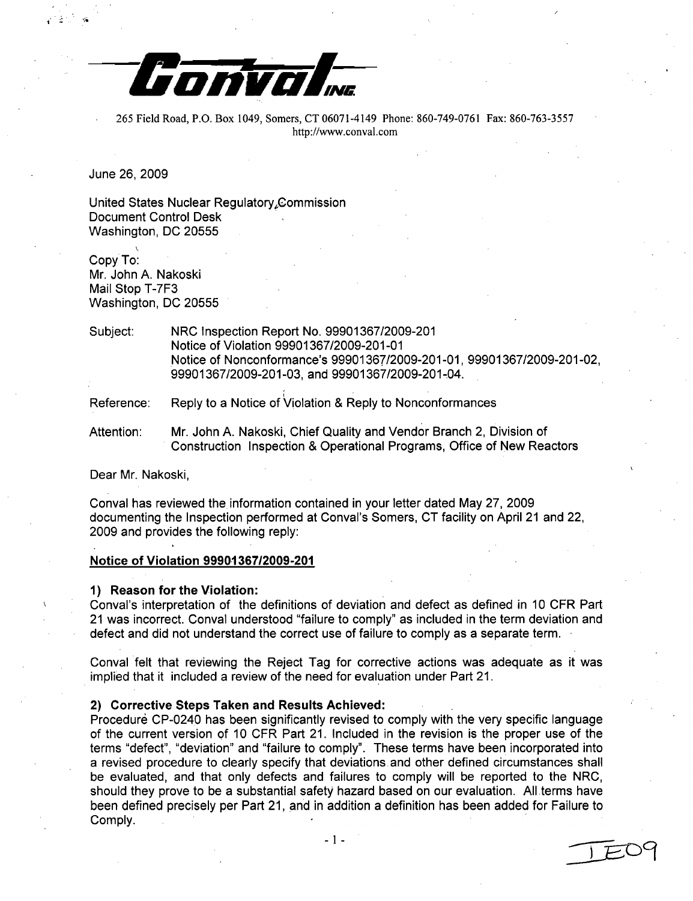# Conval INC.

265 Field Road, P.O. Box 1049, Somers, CT 06071-4149 Phone: 860-749-0761 Fax: 860-763-3557
http://www.conval.com

June 26, 2009

United States Nuclear Regulatory Commission
Document Control Desk
Washington, DC 20555

Copy To:
Mr. John A. Nakoski
Mail Stop T-7F3
Washington, DC 20555

Subject: NRC Inspection Report No. 99901367/2009-201
Notice of Violation 99901367/2009-201-01
Notice of Nonconformance's 99901367/2009-201-01, 99901367/2009-201-02, 99901367/2009-201-03, and 99901367/2009-201-04.

Reference: Reply to a Notice of Violation & Reply to Nonconformances

Attention: Mr. John A. Nakoski, Chief Quality and Vendor Branch 2, Division of Construction Inspection & Operational Programs, Office of New Reactors

Dear Mr. Nakoski,

Conval has reviewed the information contained in your letter dated May 27, 2009 documenting the Inspection performed at Conval's Somers, CT facility on April 21 and 22, 2009 and provides the following reply:

**Notice of Violation 99901367/2009-201**

**1) Reason for the Violation:**
Conval's interpretation of the definitions of deviation and defect as defined in 10 CFR Part 21 was incorrect. Conval understood "failure to comply" as included in the term deviation and defect and did not understand the correct use of failure to comply as a separate term.

Conval felt that reviewing the Reject Tag for corrective actions was adequate as it was implied that it included a review of the need for evaluation under Part 21.

**2) Corrective Steps Taken and Results Achieved:**
Procedure CP-0240 has been significantly revised to comply with the very specific language of the current version of 10 CFR Part 21. Included in the revision is the proper use of the terms "defect", "deviation" and "failure to comply". These terms have been incorporated into a revised procedure to clearly specify that deviations and other defined circumstances shall be evaluated, and that only defects and failures to comply will be reported to the NRC, should they prove to be a substantial safety hazard based on our evaluation. All terms have been defined precisely per Part 21, and in addition a definition has been added for Failure to Comply.

IE09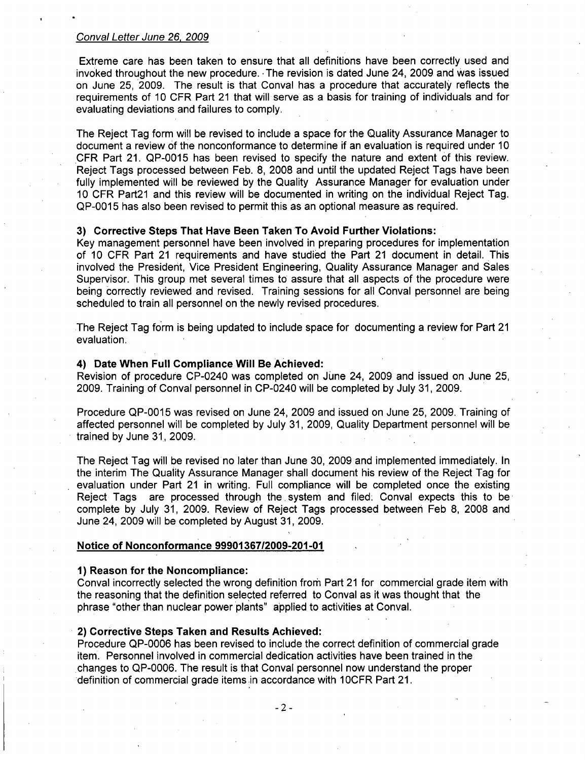*Conval Letter June 26, 2009*

Extreme care has been taken to ensure that all definitions have been correctly used and invoked throughout the new procedure. The revision is dated June 24, 2009 and was issued on June 25, 2009. The result is that Conval has a procedure that accurately reflects the requirements of 10 CFR Part 21 that will serve as a basis for training of individuals and for evaluating deviations and failures to comply.

The Reject Tag form will be revised to include a space for the Quality Assurance Manager to document a review of the nonconformance to determine if an evaluation is required under 10 CFR Part 21. QP-0015 has been revised to specify the nature and extent of this review. Reject Tags processed between Feb. 8, 2008 and until the updated Reject Tags have been fully implemented will be reviewed by the Quality Assurance Manager for evaluation under 10 CFR Part21 and this review will be documented in writing on the individual Reject Tag. QP-0015 has also been revised to permit this as an optional measure as required.

**3) Corrective Steps That Have Been Taken To Avoid Further Violations:**
Key management personnel have been involved in preparing procedures for implementation of 10 CFR Part 21 requirements and have studied the Part 21 document in detail. This involved the President, Vice President Engineering, Quality Assurance Manager and Sales Supervisor. This group met several times to assure that all aspects of the procedure were being correctly reviewed and revised. Training sessions for all Conval personnel are being scheduled to train all personnel on the newly revised procedures.

The Reject Tag form is being updated to include space for documenting a review for Part 21 evaluation.

**4) Date When Full Compliance Will Be Achieved:**
Revision of procedure CP-0240 was completed on June 24, 2009 and issued on June 25, 2009. Training of Conval personnel in CP-0240 will be completed by July 31, 2009.

Procedure QP-0015 was revised on June 24, 2009 and issued on June 25, 2009. Training of affected personnel will be completed by July 31, 2009, Quality Department personnel will be trained by June 31, 2009.

The Reject Tag will be revised no later than June 30, 2009 and implemented immediately. In the interim The Quality Assurance Manager shall document his review of the Reject Tag for evaluation under Part 21 in writing. Full compliance will be completed once the existing Reject Tags are processed through the system and filed. Conval expects this to be complete by July 31, 2009. Review of Reject Tags processed between Feb 8, 2008 and June 24, 2009 will be completed by August 31, 2009.

**Notice of Nonconformance 99901367/2009-201-01**

**1) Reason for the Noncompliance:**
Conval incorrectly selected the wrong definition from Part 21 for commercial grade item with the reasoning that the definition selected referred to Conval as it was thought that the phrase "other than nuclear power plants" applied to activities at Conval.

**2) Corrective Steps Taken and Results Achieved:**
Procedure QP-0006 has been revised to include the correct definition of commercial grade item. Personnel involved in commercial dedication activities have been trained in the changes to QP-0006. The result is that Conval personnel now understand the proper definition of commercial grade items in accordance with 10CFR Part 21.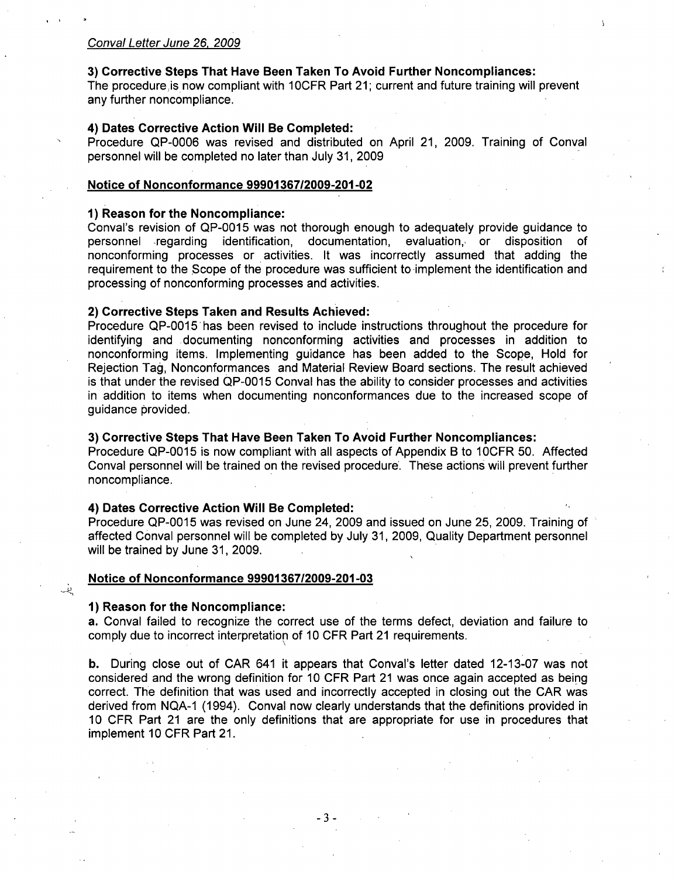*Conval Letter June 26, 2009*

**3) Corrective Steps That Have Been Taken To Avoid Further Noncompliances:**
The procedure is now compliant with 10CFR Part 21; current and future training will prevent any further noncompliance.

**4) Dates Corrective Action Will Be Completed:**
Procedure QP-0006 was revised and distributed on April 21, 2009. Training of Conval personnel will be completed no later than July 31, 2009

**Notice of Nonconformance 99901367/2009-201-02**

**1) Reason for the Noncompliance:**
Conval's revision of QP-0015 was not thorough enough to adequately provide guidance to personnel regarding identification, documentation, evaluation, or disposition of nonconforming processes or activities. It was incorrectly assumed that adding the requirement to the Scope of the procedure was sufficient to implement the identification and processing of nonconforming processes and activities.

**2) Corrective Steps Taken and Results Achieved:**
Procedure QP-0015 has been revised to include instructions throughout the procedure for identifying and documenting nonconforming activities and processes in addition to nonconforming items. Implementing guidance has been added to the Scope, Hold for Rejection Tag, Nonconformances and Material Review Board sections. The result achieved is that under the revised QP-0015 Conval has the ability to consider processes and activities in addition to items when documenting nonconformances due to the increased scope of guidance provided.

**3) Corrective Steps That Have Been Taken To Avoid Further Noncompliances:**
Procedure QP-0015 is now compliant with all aspects of Appendix B to 10CFR 50. Affected Conval personnel will be trained on the revised procedure. These actions will prevent further noncompliance.

**4) Dates Corrective Action Will Be Completed:**
Procedure QP-0015 was revised on June 24, 2009 and issued on June 25, 2009. Training of affected Conval personnel will be completed by July 31, 2009, Quality Department personnel will be trained by June 31, 2009.

**Notice of Nonconformance 99901367/2009-201-03**

**1) Reason for the Noncompliance:**
**a.** Conval failed to recognize the correct use of the terms defect, deviation and failure to comply due to incorrect interpretation of 10 CFR Part 21 requirements.

**b.** During close out of CAR 641 it appears that Conval's letter dated 12-13-07 was not considered and the wrong definition for 10 CFR Part 21 was once again accepted as being correct. The definition that was used and incorrectly accepted in closing out the CAR was derived from NQA-1 (1994). Conval now clearly understands that the definitions provided in 10 CFR Part 21 are the only definitions that are appropriate for use in procedures that implement 10 CFR Part 21.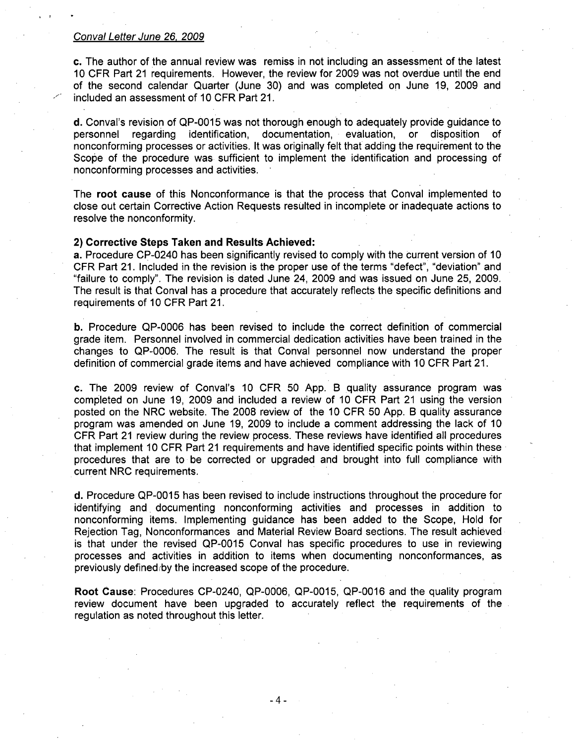**c.** The author of the annual review was remiss in not including an assessment of the latest 10 CFR Part 21 requirements. However, the review for 2009 was not overdue until the end of the second calendar Quarter (June 30) and was completed on June 19, 2009 and included an assessment of 10 CFR Part 21.

**d.** Conval's revision of QP-0015 was not thorough enough to adequately provide guidance to personnel regarding identification, documentation, evaluation, or disposition of nonconforming processes or activities. It was originally felt that adding the requirement to the Scope of the procedure was sufficient to implement the identification and processing of nonconforming processes and activities.

The **root cause** of this Nonconformance is that the process that Conval implemented to close out certain Corrective Action Requests resulted in incomplete or inadequate actions to resolve the nonconformity.

**2) Corrective Steps Taken and Results Achieved:**

**a.** Procedure CP-0240 has been significantly revised to comply with the current version of 10 CFR Part 21. Included in the revision is the proper use of the terms "defect", "deviation" and "failure to comply". The revision is dated June 24, 2009 and was issued on June 25, 2009. The result is that Conval has a procedure that accurately reflects the specific definitions and requirements of 10 CFR Part 21.

**b.** Procedure QP-0006 has been revised to include the correct definition of commercial grade item. Personnel involved in commercial dedication activities have been trained in the changes to QP-0006. The result is that Conval personnel now understand the proper definition of commercial grade items and have achieved compliance with 10 CFR Part 21.

**c.** The 2009 review of Conval's 10 CFR 50 App. B quality assurance program was completed on June 19, 2009 and included a review of 10 CFR Part 21 using the version posted on the NRC website. The 2008 review of the 10 CFR 50 App. B quality assurance program was amended on June 19, 2009 to include a comment addressing the lack of 10 CFR Part 21 review during the review process. These reviews have identified all procedures that implement 10 CFR Part 21 requirements and have identified specific points within these procedures that are to be corrected or upgraded and brought into full compliance with current NRC requirements.

**d.** Procedure QP-0015 has been revised to include instructions throughout the procedure for identifying and documenting nonconforming activities and processes in addition to nonconforming items. Implementing guidance has been added to the Scope, Hold for Rejection Tag, Nonconformances and Material Review Board sections. The result achieved is that under the revised QP-0015 Conval has specific procedures to use in reviewing processes and activities in addition to items when documenting nonconformances, as previously defined by the increased scope of the procedure.

**Root Cause**: Procedures CP-0240, QP-0006, QP-0015, QP-0016 and the quality program review document have been upgraded to accurately reflect the requirements of the regulation as noted throughout this letter.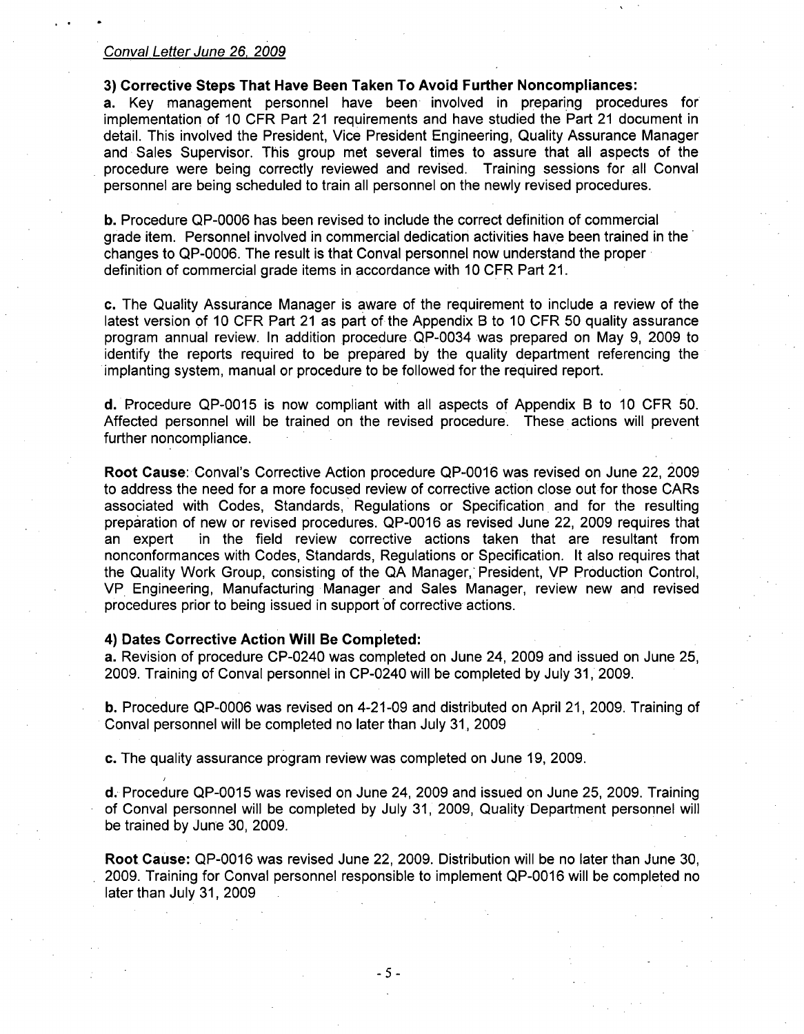*Conval Letter June 26, 2009*

**3) Corrective Steps That Have Been Taken To Avoid Further Noncompliances:**

**a.** Key management personnel have been involved in preparing procedures for implementation of 10 CFR Part 21 requirements and have studied the Part 21 document in detail. This involved the President, Vice President Engineering, Quality Assurance Manager and Sales Supervisor. This group met several times to assure that all aspects of the procedure were being correctly reviewed and revised. Training sessions for all Conval personnel are being scheduled to train all personnel on the newly revised procedures.

**b.** Procedure QP-0006 has been revised to include the correct definition of commercial grade item. Personnel involved in commercial dedication activities have been trained in the changes to QP-0006. The result is that Conval personnel now understand the proper definition of commercial grade items in accordance with 10 CFR Part 21.

**c.** The Quality Assurance Manager is aware of the requirement to include a review of the latest version of 10 CFR Part 21 as part of the Appendix B to 10 CFR 50 quality assurance program annual review. In addition procedure QP-0034 was prepared on May 9, 2009 to identify the reports required to be prepared by the quality department referencing the implanting system, manual or procedure to be followed for the required report.

**d.** Procedure QP-0015 is now compliant with all aspects of Appendix B to 10 CFR 50. Affected personnel will be trained on the revised procedure. These actions will prevent further noncompliance.

**Root Cause**: Conval's Corrective Action procedure QP-0016 was revised on June 22, 2009 to address the need for a more focused review of corrective action close out for those CARs associated with Codes, Standards, Regulations or Specification and for the resulting preparation of new or revised procedures. QP-0016 as revised June 22, 2009 requires that an expert in the field review corrective actions taken that are resultant from nonconformances with Codes, Standards, Regulations or Specification. It also requires that the Quality Work Group, consisting of the QA Manager, President, VP Production Control, VP Engineering, Manufacturing Manager and Sales Manager, review new and revised procedures prior to being issued in support of corrective actions.

**4) Dates Corrective Action Will Be Completed:**

**a.** Revision of procedure CP-0240 was completed on June 24, 2009 and issued on June 25, 2009. Training of Conval personnel in CP-0240 will be completed by July 31, 2009.

**b.** Procedure QP-0006 was revised on 4-21-09 and distributed on April 21, 2009. Training of Conval personnel will be completed no later than July 31, 2009

**c.** The quality assurance program review was completed on June 19, 2009.

**d.** Procedure QP-0015 was revised on June 24, 2009 and issued on June 25, 2009. Training of Conval personnel will be completed by July 31, 2009, Quality Department personnel will be trained by June 30, 2009.

**Root Cause:** QP-0016 was revised June 22, 2009. Distribution will be no later than June 30, 2009. Training for Conval personnel responsible to implement QP-0016 will be completed no later than July 31, 2009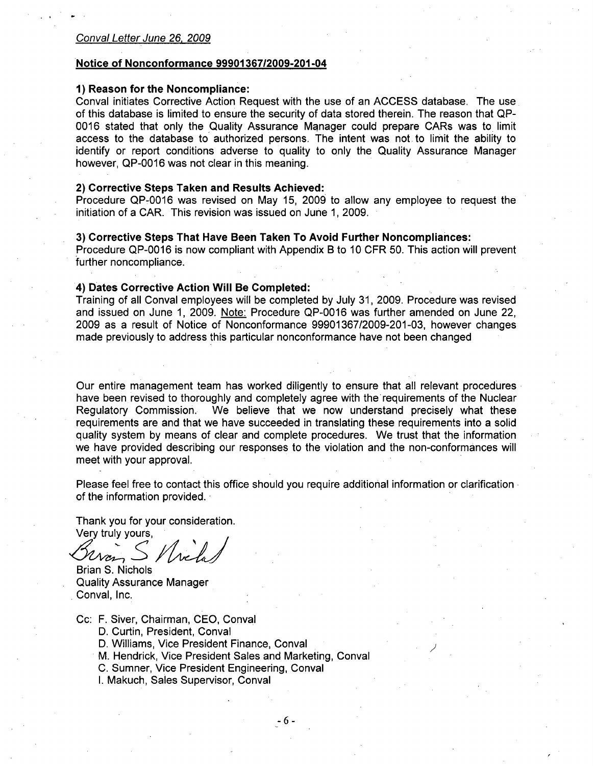*Conval Letter June 26, 2009*

**Notice of Nonconformance 99901367/2009-201-04**

**1) Reason for the Noncompliance:**

Conval initiates Corrective Action Request with the use of an ACCESS database. The use of this database is limited to ensure the security of data stored therein. The reason that QP-0016 stated that only the Quality Assurance Manager could prepare CARs was to limit access to the database to authorized persons. The intent was not to limit the ability to identify or report conditions adverse to quality to only the Quality Assurance Manager however, QP-0016 was not clear in this meaning.

**2) Corrective Steps Taken and Results Achieved:**

Procedure QP-0016 was revised on May 15, 2009 to allow any employee to request the initiation of a CAR. This revision was issued on June 1, 2009.

**3) Corrective Steps That Have Been Taken To Avoid Further Noncompliances:**

Procedure QP-0016 is now compliant with Appendix B to 10 CFR 50. This action will prevent further noncompliance.

**4) Dates Corrective Action Will Be Completed:**

Training of all Conval employees will be completed by July 31, 2009. Procedure was revised and issued on June 1, 2009. Note: Procedure QP-0016 was further amended on June 22, 2009 as a result of Notice of Nonconformance 99901367/2009-201-03, however changes made previously to address this particular nonconformance have not been changed

Our entire management team has worked diligently to ensure that all relevant procedures have been revised to thoroughly and completely agree with the requirements of the Nuclear Regulatory Commission. We believe that we now understand precisely what these requirements are and that we have succeeded in translating these requirements into a solid quality system by means of clear and complete procedures. We trust that the information we have provided describing our responses to the violation and the non-conformances will meet with your approval.

Please feel free to contact this office should you require additional information or clarification of the information provided.

Thank you for your consideration.

Very truly yours,

Brian S. Nichols
Quality Assurance Manager
Conval, Inc.

Cc: F. Siver, Chairman, CEO, Conval
D. Curtin, President, Conval
D. Williams, Vice President Finance, Conval
M. Hendrick, Vice President Sales and Marketing, Conval
C. Sumner, Vice President Engineering, Conval
I. Makuch, Sales Supervisor, Conval